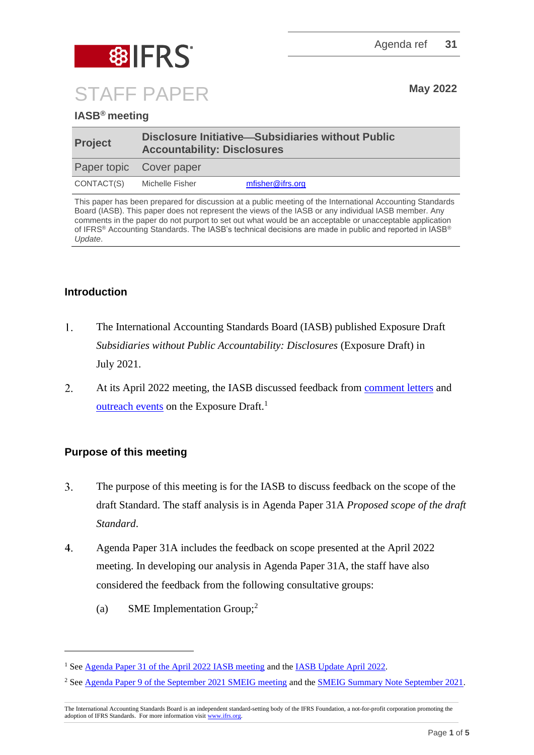Agenda ref 31

# STAFF PAPER

May 2022

**IASB® meeting**

| **Project** | **Disclosure Initiative—Subsidiaries without Public Accountability: Disclosures** | |
|---|---|---|
| Paper topic | Cover paper | |
| CONTACT(S) | Michelle Fisher | mfisher@ifrs.org |

This paper has been prepared for discussion at a public meeting of the International Accounting Standards Board (IASB). This paper does not represent the views of the IASB or any individual IASB member. Any comments in the paper do not purport to set out what would be an acceptable or unacceptable application of IFRS® Accounting Standards. The IASB's technical decisions are made in public and reported in IASB® *Update*.

## Introduction

1. The International Accounting Standards Board (IASB) published Exposure Draft *Subsidiaries without Public Accountability: Disclosures* (Exposure Draft) in July 2021.

2. At its April 2022 meeting, the IASB discussed feedback from comment letters and outreach events on the Exposure Draft.[1]

## Purpose of this meeting

3. The purpose of this meeting is for the IASB to discuss feedback on the scope of the draft Standard. The staff analysis is in Agenda Paper 31A *Proposed scope of the draft Standard*.

4. Agenda Paper 31A includes the feedback on scope presented at the April 2022 meeting. In developing our analysis in Agenda Paper 31A, the staff have also considered the feedback from the following consultative groups:

   (a) SME Implementation Group;[2]

---

[1] See Agenda Paper 31 of the April 2022 IASB meeting and the IASB Update April 2022.

[2] See Agenda Paper 9 of the September 2021 SMEIG meeting and the SMEIG Summary Note September 2021.

The International Accounting Standards Board is an independent standard-setting body of the IFRS Foundation, a not-for-profit corporation promoting the adoption of IFRS Standards. For more information visit www.ifrs.org.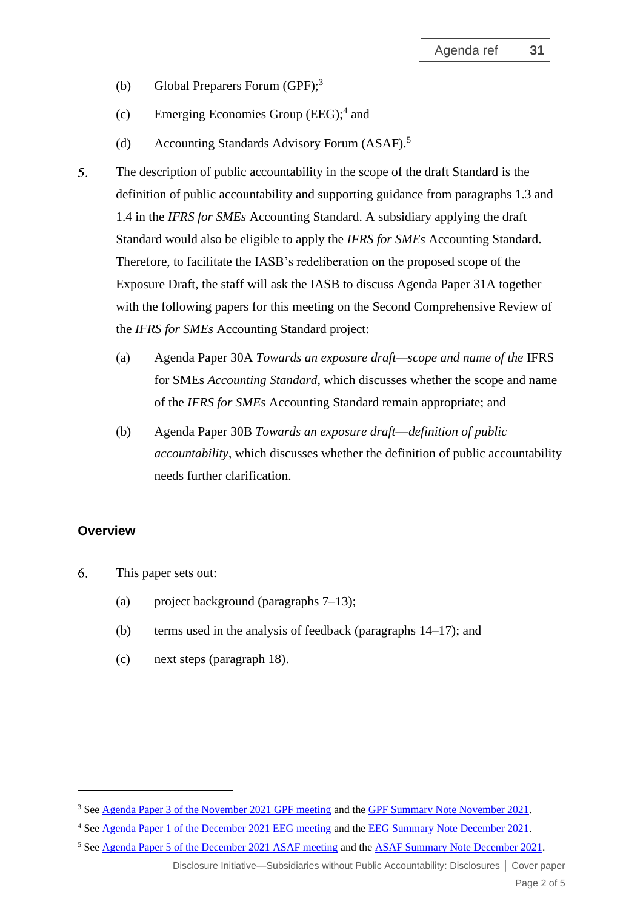(b) Global Preparers Forum (GPF);[3]

(c) Emerging Economies Group (EEG);[4] and

(d) Accounting Standards Advisory Forum (ASAF).[5]

5. The description of public accountability in the scope of the draft Standard is the definition of public accountability and supporting guidance from paragraphs 1.3 and 1.4 in the *IFRS for SMEs* Accounting Standard. A subsidiary applying the draft Standard would also be eligible to apply the *IFRS for SMEs* Accounting Standard. Therefore, to facilitate the IASB's redeliberation on the proposed scope of the Exposure Draft, the staff will ask the IASB to discuss Agenda Paper 31A together with the following papers for this meeting on the Second Comprehensive Review of the *IFRS for SMEs* Accounting Standard project:

   (a) Agenda Paper 30A *Towards an exposure draft—scope and name of the* IFRS for SMEs *Accounting Standard*, which discusses whether the scope and name of the *IFRS for SMEs* Accounting Standard remain appropriate; and

   (b) Agenda Paper 30B *Towards an exposure draft—definition of public accountability*, which discusses whether the definition of public accountability needs further clarification.

## Overview

6. This paper sets out:

   (a) project background (paragraphs 7–13);

   (b) terms used in the analysis of feedback (paragraphs 14–17); and

   (c) next steps (paragraph 18).

---

[3] See Agenda Paper 3 of the November 2021 GPF meeting and the GPF Summary Note November 2021.

[4] See Agenda Paper 1 of the December 2021 EEG meeting and the EEG Summary Note December 2021.

[5] See Agenda Paper 5 of the December 2021 ASAF meeting and the ASAF Summary Note December 2021.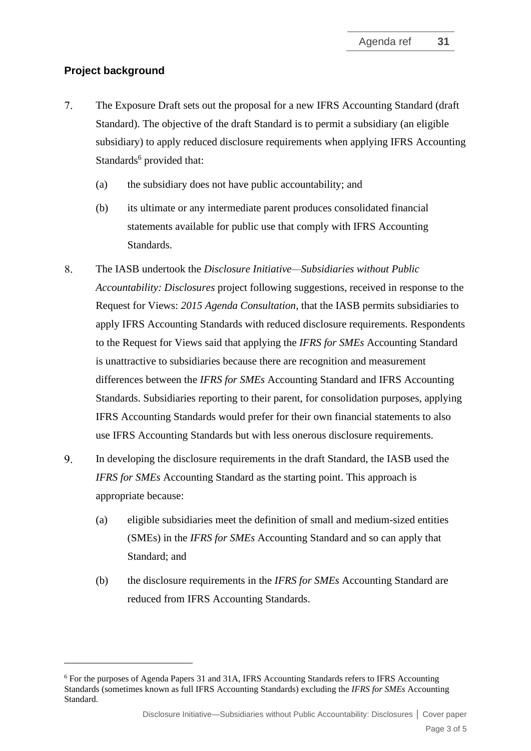## Project background

7. The Exposure Draft sets out the proposal for a new IFRS Accounting Standard (draft Standard). The objective of the draft Standard is to permit a subsidiary (an eligible subsidiary) to apply reduced disclosure requirements when applying IFRS Accounting Standards[6] provided that:

   (a) the subsidiary does not have public accountability; and

   (b) its ultimate or any intermediate parent produces consolidated financial statements available for public use that comply with IFRS Accounting Standards.

8. The IASB undertook the *Disclosure Initiative—Subsidiaries without Public Accountability: Disclosures* project following suggestions, received in response to the Request for Views: *2015 Agenda Consultation*, that the IASB permits subsidiaries to apply IFRS Accounting Standards with reduced disclosure requirements. Respondents to the Request for Views said that applying the *IFRS for SMEs* Accounting Standard is unattractive to subsidiaries because there are recognition and measurement differences between the *IFRS for SMEs* Accounting Standard and IFRS Accounting Standards. Subsidiaries reporting to their parent, for consolidation purposes, applying IFRS Accounting Standards would prefer for their own financial statements to also use IFRS Accounting Standards but with less onerous disclosure requirements.

9. In developing the disclosure requirements in the draft Standard, the IASB used the *IFRS for SMEs* Accounting Standard as the starting point. This approach is appropriate because:

   (a) eligible subsidiaries meet the definition of small and medium-sized entities (SMEs) in the *IFRS for SMEs* Accounting Standard and so can apply that Standard; and

   (b) the disclosure requirements in the *IFRS for SMEs* Accounting Standard are reduced from IFRS Accounting Standards.

---

[6] For the purposes of Agenda Papers 31 and 31A, IFRS Accounting Standards refers to IFRS Accounting Standards (sometimes known as full IFRS Accounting Standards) excluding the *IFRS for SMEs* Accounting Standard.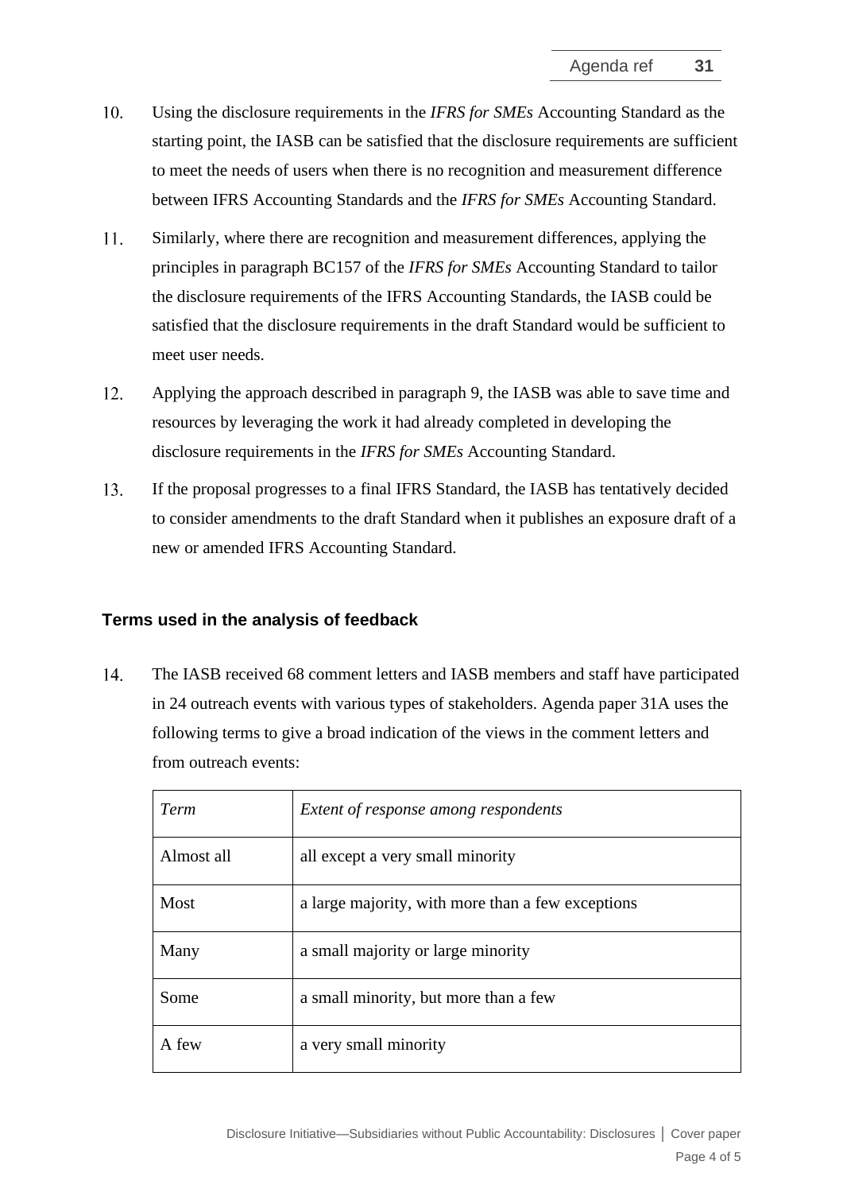10. Using the disclosure requirements in the *IFRS for SMEs* Accounting Standard as the starting point, the IASB can be satisfied that the disclosure requirements are sufficient to meet the needs of users when there is no recognition and measurement difference between IFRS Accounting Standards and the *IFRS for SMEs* Accounting Standard.

11. Similarly, where there are recognition and measurement differences, applying the principles in paragraph BC157 of the *IFRS for SMEs* Accounting Standard to tailor the disclosure requirements of the IFRS Accounting Standards, the IASB could be satisfied that the disclosure requirements in the draft Standard would be sufficient to meet user needs.

12. Applying the approach described in paragraph 9, the IASB was able to save time and resources by leveraging the work it had already completed in developing the disclosure requirements in the *IFRS for SMEs* Accounting Standard.

13. If the proposal progresses to a final IFRS Standard, the IASB has tentatively decided to consider amendments to the draft Standard when it publishes an exposure draft of a new or amended IFRS Accounting Standard.

### Terms used in the analysis of feedback

14. The IASB received 68 comment letters and IASB members and staff have participated in 24 outreach events with various types of stakeholders. Agenda paper 31A uses the following terms to give a broad indication of the views in the comment letters and from outreach events:

| *Term* | *Extent of response among respondents* |
|---|---|
| Almost all | all except a very small minority |
| Most | a large majority, with more than a few exceptions |
| Many | a small majority or large minority |
| Some | a small minority, but more than a few |
| A few | a very small minority |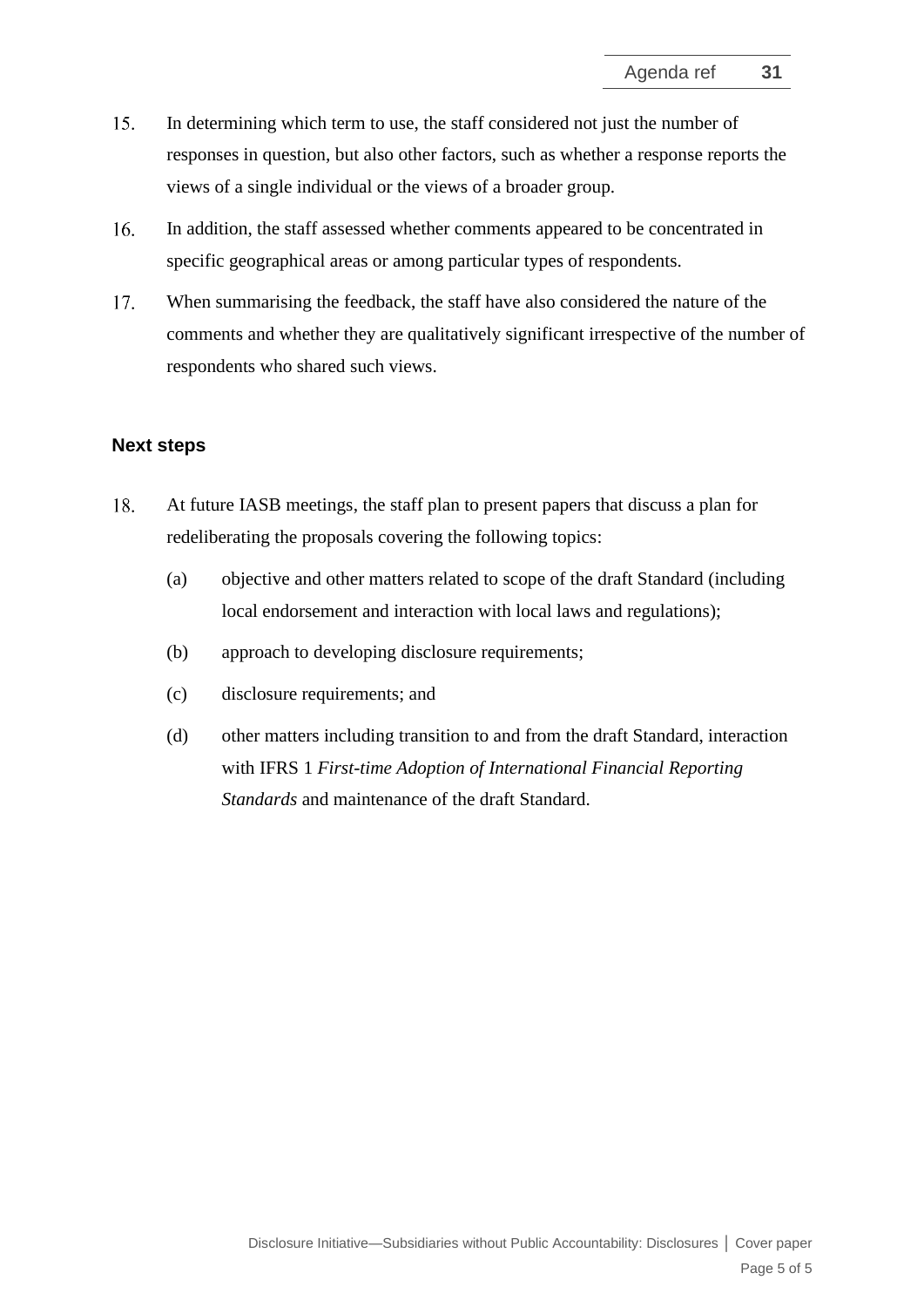15. In determining which term to use, the staff considered not just the number of responses in question, but also other factors, such as whether a response reports the views of a single individual or the views of a broader group.

16. In addition, the staff assessed whether comments appeared to be concentrated in specific geographical areas or among particular types of respondents.

17. When summarising the feedback, the staff have also considered the nature of the comments and whether they are qualitatively significant irrespective of the number of respondents who shared such views.

## Next steps

18. At future IASB meetings, the staff plan to present papers that discuss a plan for redeliberating the proposals covering the following topics:

    (a) objective and other matters related to scope of the draft Standard (including local endorsement and interaction with local laws and regulations);

    (b) approach to developing disclosure requirements;

    (c) disclosure requirements; and

    (d) other matters including transition to and from the draft Standard, interaction with IFRS 1 *First-time Adoption of International Financial Reporting Standards* and maintenance of the draft Standard.